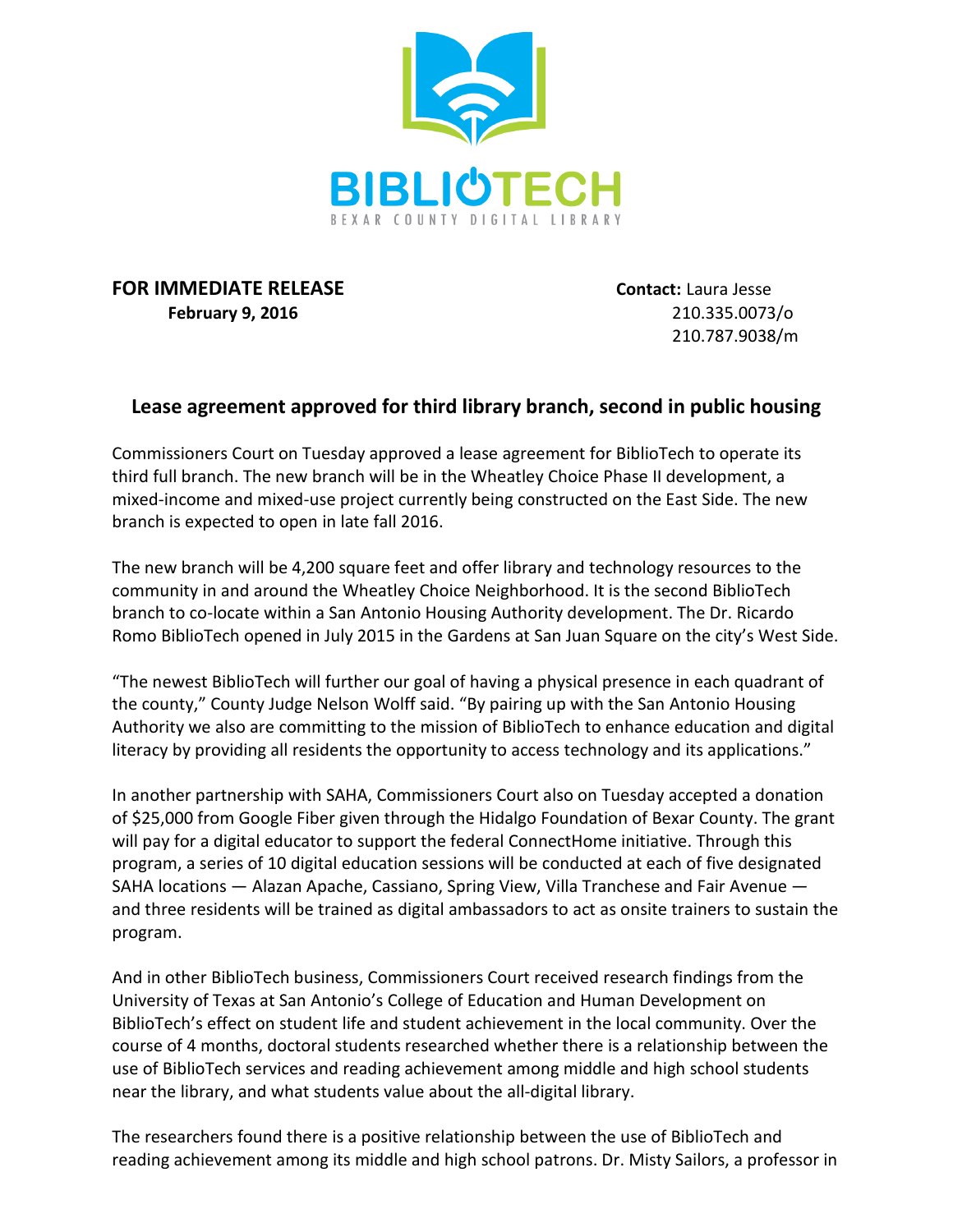BIBLIOTECH

BEXAR COUNTY DIGITAL LIBRARY

**FOR IMMEDIATE RELEASE**
**February 9, 2016**

**Contact:** Laura Jesse
210.335.0073/o
210.787.9038/m

## Lease agreement approved for third library branch, second in public housing

Commissioners Court on Tuesday approved a lease agreement for BiblioTech to operate its third full branch. The new branch will be in the Wheatley Choice Phase II development, a mixed-income and mixed-use project currently being constructed on the East Side. The new branch is expected to open in late fall 2016.

The new branch will be 4,200 square feet and offer library and technology resources to the community in and around the Wheatley Choice Neighborhood. It is the second BiblioTech branch to co-locate within a San Antonio Housing Authority development. The Dr. Ricardo Romo BiblioTech opened in July 2015 in the Gardens at San Juan Square on the city's West Side.

"The newest BiblioTech will further our goal of having a physical presence in each quadrant of the county," County Judge Nelson Wolff said. "By pairing up with the San Antonio Housing Authority we also are committing to the mission of BiblioTech to enhance education and digital literacy by providing all residents the opportunity to access technology and its applications."

In another partnership with SAHA, Commissioners Court also on Tuesday accepted a donation of $25,000 from Google Fiber given through the Hidalgo Foundation of Bexar County. The grant will pay for a digital educator to support the federal ConnectHome initiative. Through this program, a series of 10 digital education sessions will be conducted at each of five designated SAHA locations — Alazan Apache, Cassiano, Spring View, Villa Tranchese and Fair Avenue — and three residents will be trained as digital ambassadors to act as onsite trainers to sustain the program.

And in other BiblioTech business, Commissioners Court received research findings from the University of Texas at San Antonio's College of Education and Human Development on BiblioTech's effect on student life and student achievement in the local community. Over the course of 4 months, doctoral students researched whether there is a relationship between the use of BiblioTech services and reading achievement among middle and high school students near the library, and what students value about the all-digital library.

The researchers found there is a positive relationship between the use of BiblioTech and reading achievement among its middle and high school patrons. Dr. Misty Sailors, a professor in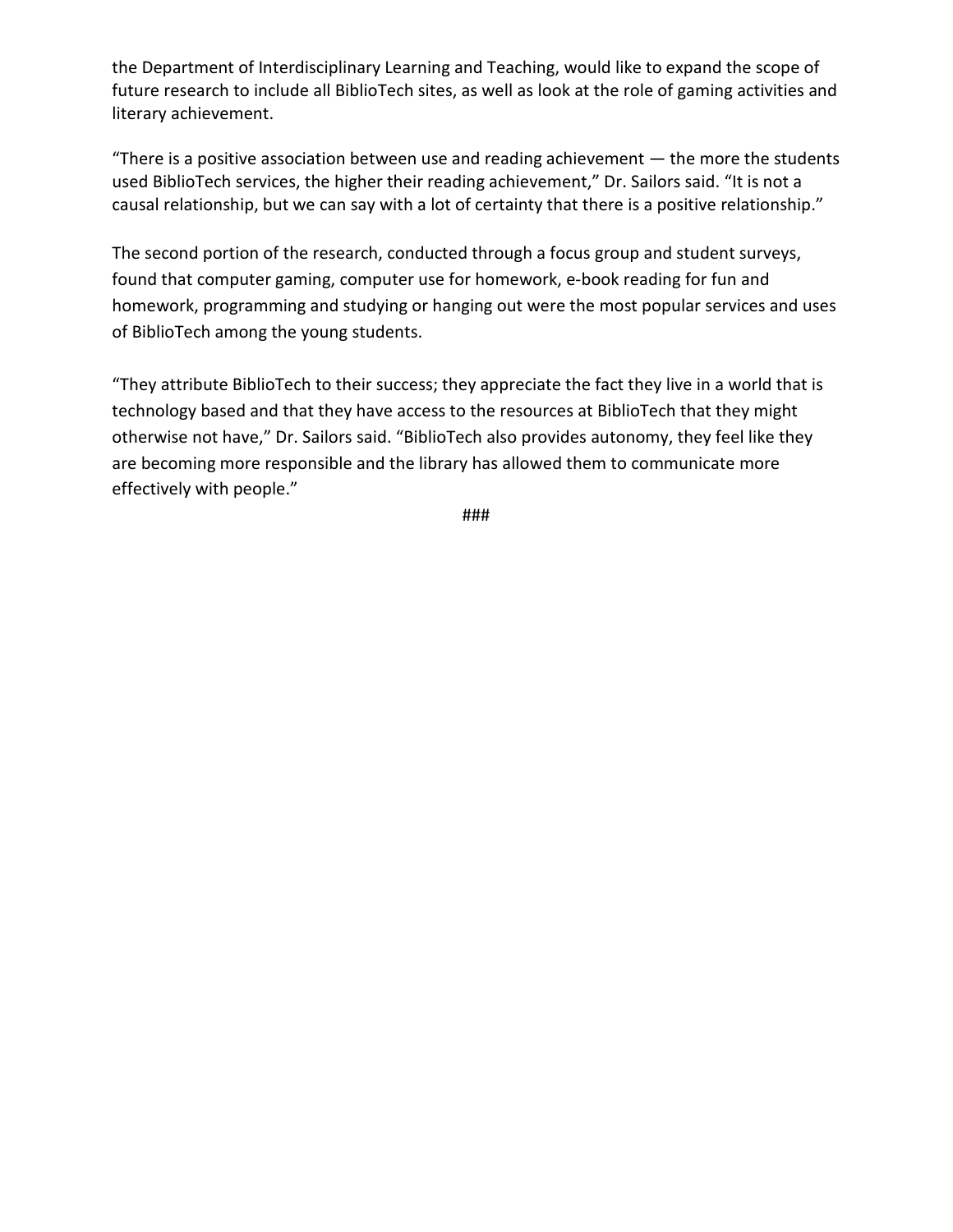the Department of Interdisciplinary Learning and Teaching, would like to expand the scope of future research to include all BiblioTech sites, as well as look at the role of gaming activities and literary achievement.

"There is a positive association between use and reading achievement — the more the students used BiblioTech services, the higher their reading achievement," Dr. Sailors said. "It is not a causal relationship, but we can say with a lot of certainty that there is a positive relationship."

The second portion of the research, conducted through a focus group and student surveys, found that computer gaming, computer use for homework, e-book reading for fun and homework, programming and studying or hanging out were the most popular services and uses of BiblioTech among the young students.

"They attribute BiblioTech to their success; they appreciate the fact they live in a world that is technology based and that they have access to the resources at BiblioTech that they might otherwise not have," Dr. Sailors said. "BiblioTech also provides autonomy, they feel like they are becoming more responsible and the library has allowed them to communicate more effectively with people."

###